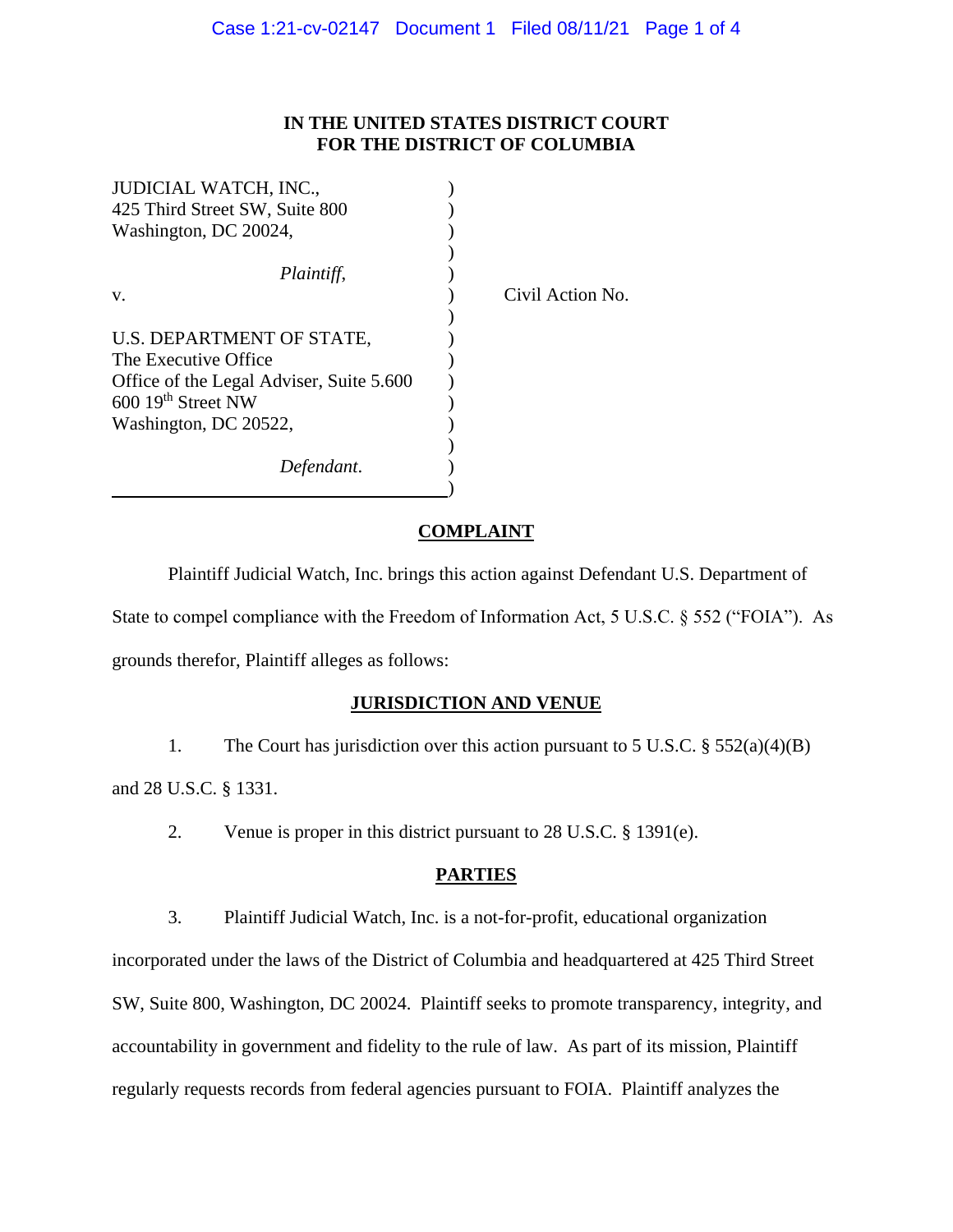**IN THE UNITED STATES DISTRICT COURT**
**FOR THE DISTRICT OF COLUMBIA**

JUDICIAL WATCH, INC.,
425 Third Street SW, Suite 800
Washington, DC 20024,

*Plaintiff*,

v.

U.S. DEPARTMENT OF STATE,
The Executive Office
Office of the Legal Adviser, Suite 5.600
600 19th Street NW
Washington, DC 20522,

*Defendant*.

Civil Action No.

## COMPLAINT

Plaintiff Judicial Watch, Inc. brings this action against Defendant U.S. Department of State to compel compliance with the Freedom of Information Act, 5 U.S.C. § 552 ("FOIA"). As grounds therefor, Plaintiff alleges as follows:

## JURISDICTION AND VENUE

1. The Court has jurisdiction over this action pursuant to 5 U.S.C. § 552(a)(4)(B) and 28 U.S.C. § 1331.

2. Venue is proper in this district pursuant to 28 U.S.C. § 1391(e).

## PARTIES

3. Plaintiff Judicial Watch, Inc. is a not-for-profit, educational organization incorporated under the laws of the District of Columbia and headquartered at 425 Third Street SW, Suite 800, Washington, DC 20024. Plaintiff seeks to promote transparency, integrity, and accountability in government and fidelity to the rule of law. As part of its mission, Plaintiff regularly requests records from federal agencies pursuant to FOIA. Plaintiff analyzes the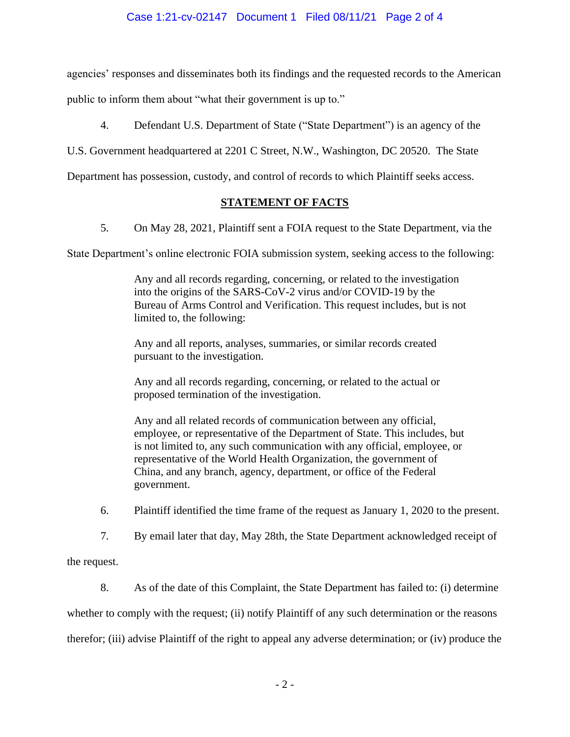agencies' responses and disseminates both its findings and the requested records to the American public to inform them about "what their government is up to."

4. Defendant U.S. Department of State ("State Department") is an agency of the U.S. Government headquartered at 2201 C Street, N.W., Washington, DC 20520. The State Department has possession, custody, and control of records to which Plaintiff seeks access.

## STATEMENT OF FACTS

5. On May 28, 2021, Plaintiff sent a FOIA request to the State Department, via the State Department's online electronic FOIA submission system, seeking access to the following:

> Any and all records regarding, concerning, or related to the investigation into the origins of the SARS-CoV-2 virus and/or COVID-19 by the Bureau of Arms Control and Verification. This request includes, but is not limited to, the following:
>
> Any and all reports, analyses, summaries, or similar records created pursuant to the investigation.
>
> Any and all records regarding, concerning, or related to the actual or proposed termination of the investigation.
>
> Any and all related records of communication between any official, employee, or representative of the Department of State. This includes, but is not limited to, any such communication with any official, employee, or representative of the World Health Organization, the government of China, and any branch, agency, department, or office of the Federal government.

6. Plaintiff identified the time frame of the request as January 1, 2020 to the present.

7. By email later that day, May 28th, the State Department acknowledged receipt of the request.

8. As of the date of this Complaint, the State Department has failed to: (i) determine whether to comply with the request; (ii) notify Plaintiff of any such determination or the reasons therefor; (iii) advise Plaintiff of the right to appeal any adverse determination; or (iv) produce the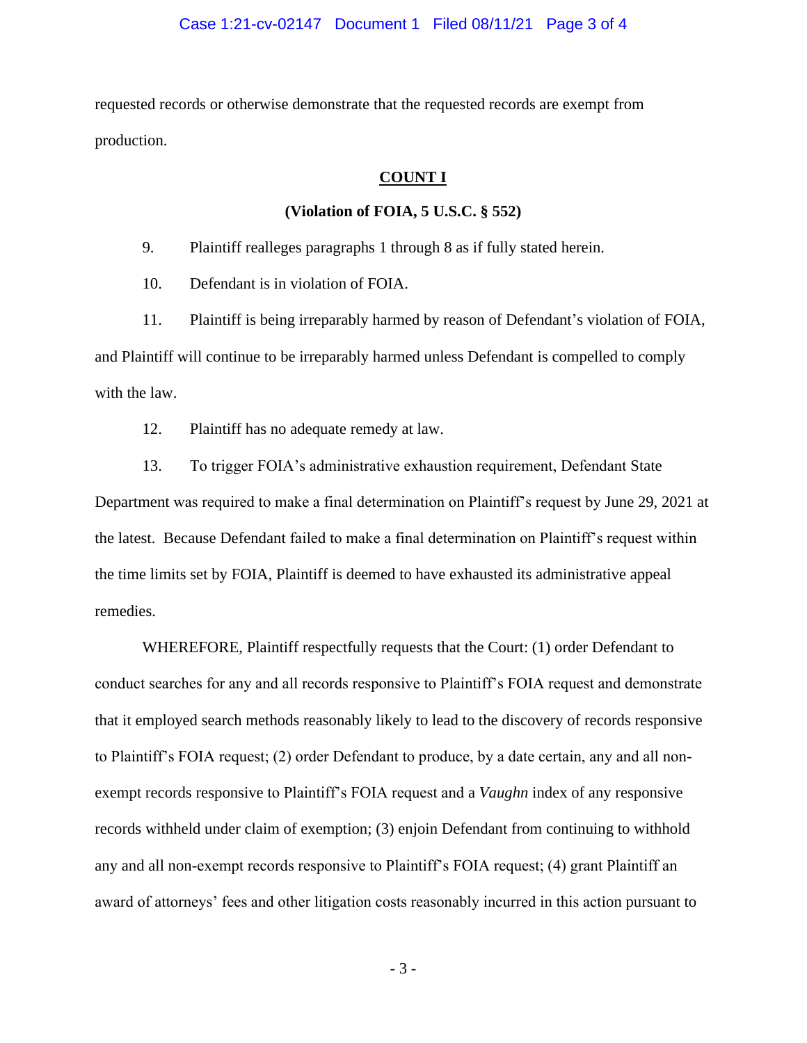requested records or otherwise demonstrate that the requested records are exempt from production.

## COUNT I

### (Violation of FOIA, 5 U.S.C. § 552)

9. Plaintiff realleges paragraphs 1 through 8 as if fully stated herein.

10. Defendant is in violation of FOIA.

11. Plaintiff is being irreparably harmed by reason of Defendant's violation of FOIA, and Plaintiff will continue to be irreparably harmed unless Defendant is compelled to comply with the law.

12. Plaintiff has no adequate remedy at law.

13. To trigger FOIA's administrative exhaustion requirement, Defendant State Department was required to make a final determination on Plaintiff's request by June 29, 2021 at the latest. Because Defendant failed to make a final determination on Plaintiff's request within the time limits set by FOIA, Plaintiff is deemed to have exhausted its administrative appeal remedies.

WHEREFORE, Plaintiff respectfully requests that the Court: (1) order Defendant to conduct searches for any and all records responsive to Plaintiff's FOIA request and demonstrate that it employed search methods reasonably likely to lead to the discovery of records responsive to Plaintiff's FOIA request; (2) order Defendant to produce, by a date certain, any and all non-exempt records responsive to Plaintiff's FOIA request and a *Vaughn* index of any responsive records withheld under claim of exemption; (3) enjoin Defendant from continuing to withhold any and all non-exempt records responsive to Plaintiff's FOIA request; (4) grant Plaintiff an award of attorneys' fees and other litigation costs reasonably incurred in this action pursuant to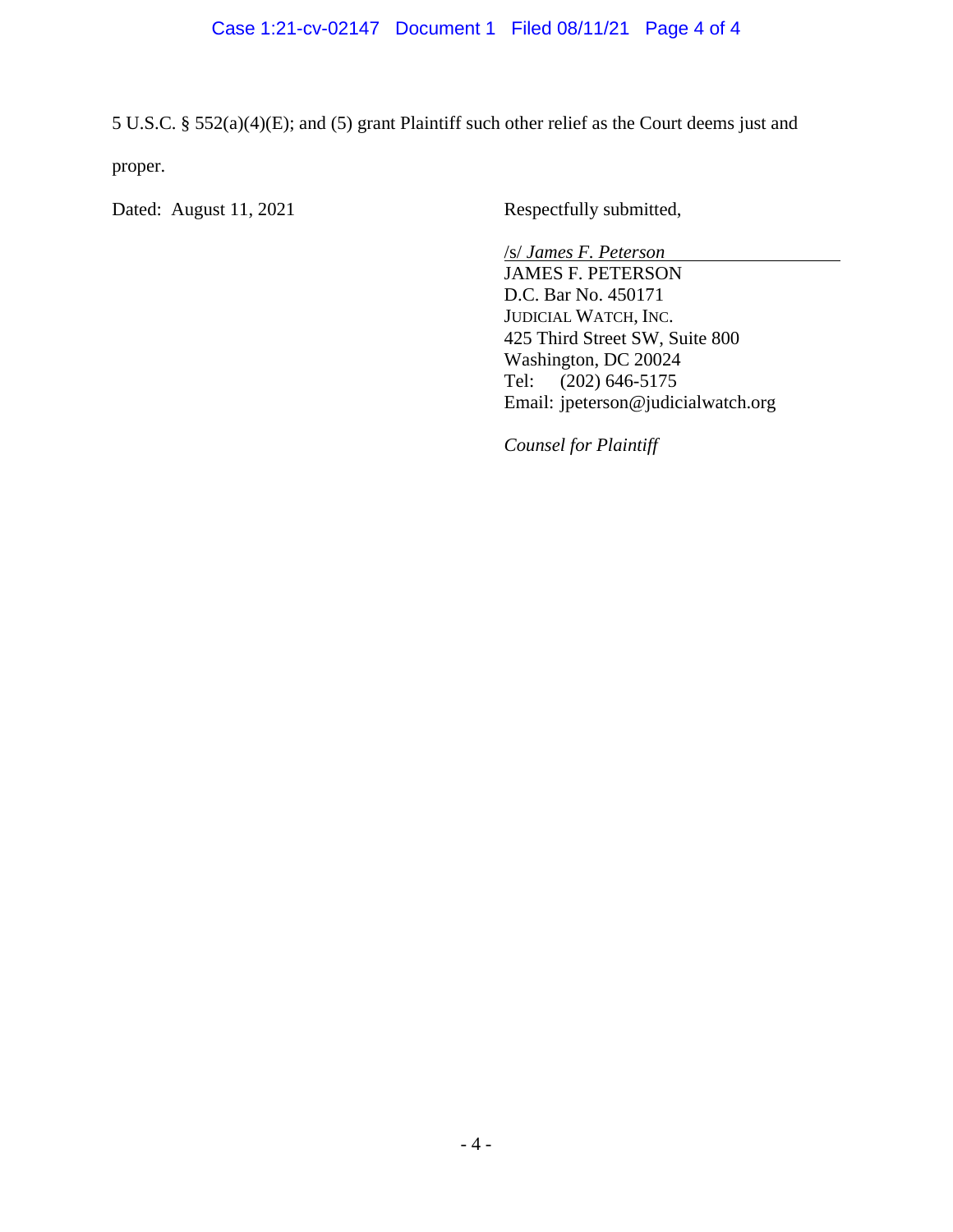5 U.S.C. § 552(a)(4)(E); and (5) grant Plaintiff such other relief as the Court deems just and proper.

Dated: August 11, 2021

Respectfully submitted,

/s/ *James F. Peterson*
JAMES F. PETERSON
D.C. Bar No. 450171
JUDICIAL WATCH, INC.
425 Third Street SW, Suite 800
Washington, DC 20024
Tel: (202) 646-5175
Email: jpeterson@judicialwatch.org

*Counsel for Plaintiff*